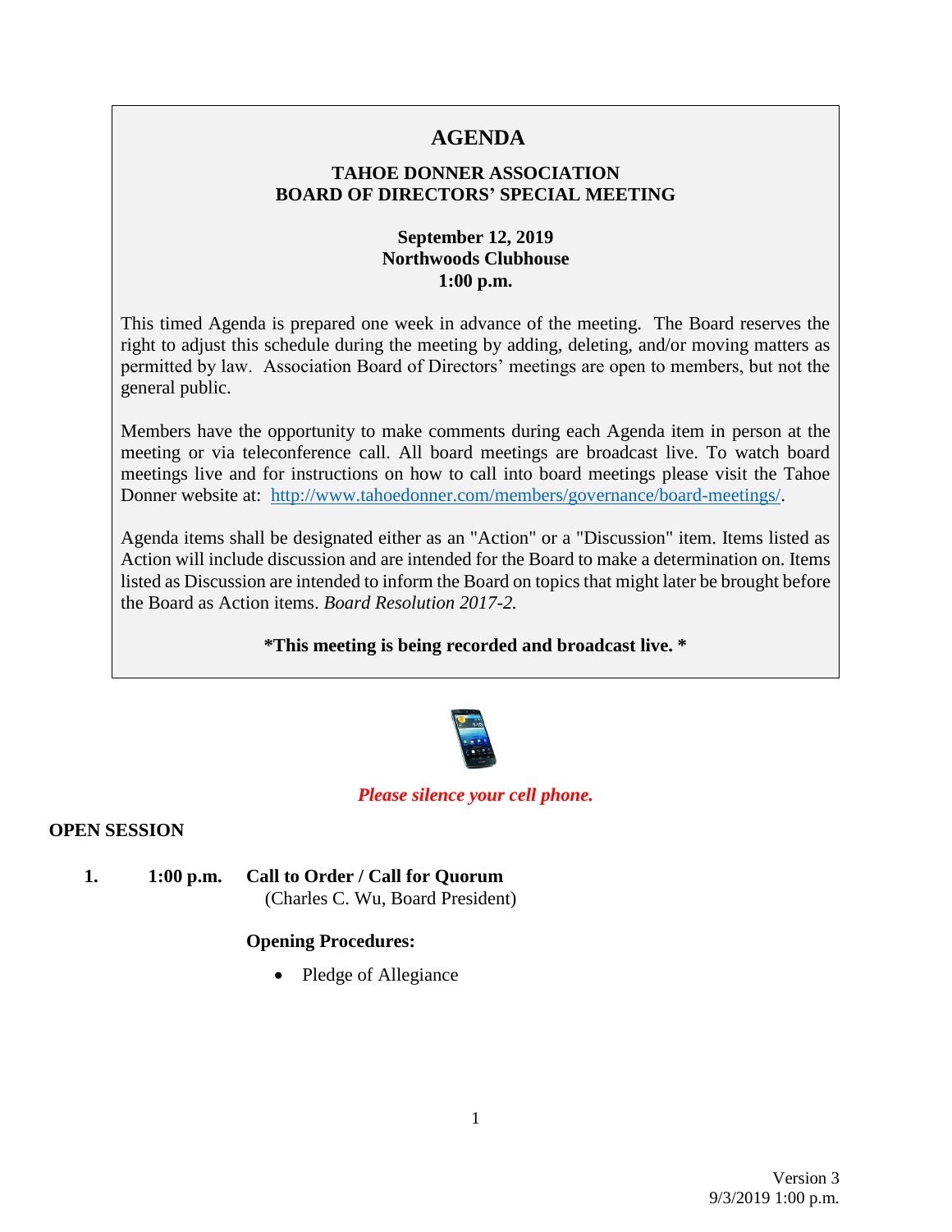# AGENDA

**TAHOE DONNER ASSOCIATION**
**BOARD OF DIRECTORS' SPECIAL MEETING**

**September 12, 2019**
**Northwoods Clubhouse**
**1:00 p.m.**

This timed Agenda is prepared one week in advance of the meeting. The Board reserves the right to adjust this schedule during the meeting by adding, deleting, and/or moving matters as permitted by law. Association Board of Directors' meetings are open to members, but not the general public.

Members have the opportunity to make comments during each Agenda item in person at the meeting or via teleconference call. All board meetings are broadcast live. To watch board meetings live and for instructions on how to call into board meetings please visit the Tahoe Donner website at: http://www.tahoedonner.com/members/governance/board-meetings/.

Agenda items shall be designated either as an "Action" or a "Discussion" item. Items listed as Action will include discussion and are intended for the Board to make a determination on. Items listed as Discussion are intended to inform the Board on topics that might later be brought before the Board as Action items. *Board Resolution 2017-2.*

**\*This meeting is being recorded and broadcast live. \***

*Please silence your cell phone.*

**OPEN SESSION**

1. **1:00 p.m. Call to Order / Call for Quorum**
   (Charles C. Wu, Board President)

   **Opening Procedures:**

   - Pledge of Allegiance

Version 3
9/3/2019 1:00 p.m.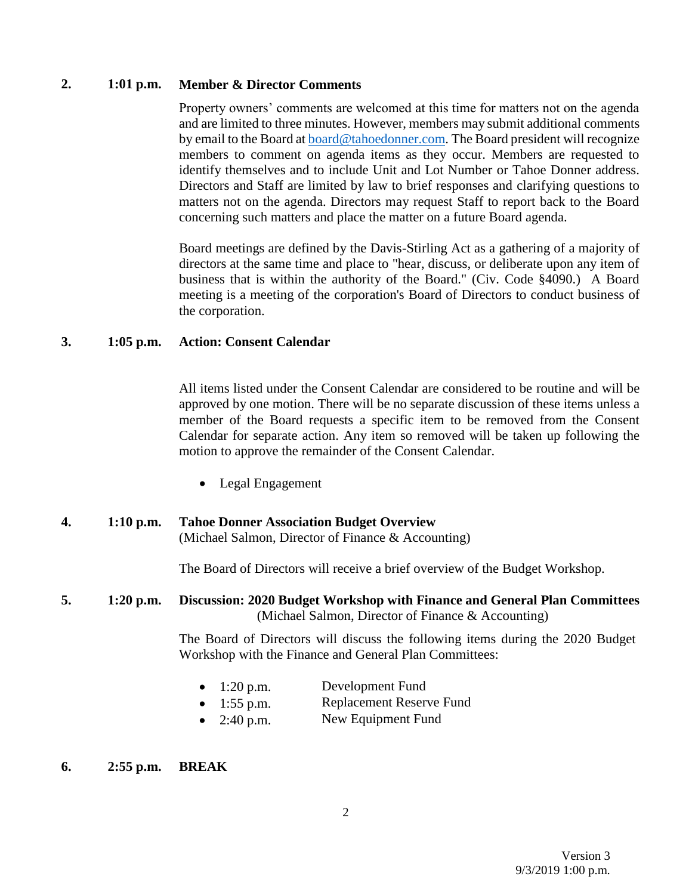**2. 1:01 p.m. Member & Director Comments**

Property owners' comments are welcomed at this time for matters not on the agenda and are limited to three minutes. However, members may submit additional comments by email to the Board at board@tahoedonner.com. The Board president will recognize members to comment on agenda items as they occur. Members are requested to identify themselves and to include Unit and Lot Number or Tahoe Donner address. Directors and Staff are limited by law to brief responses and clarifying questions to matters not on the agenda. Directors may request Staff to report back to the Board concerning such matters and place the matter on a future Board agenda.

Board meetings are defined by the Davis-Stirling Act as a gathering of a majority of directors at the same time and place to "hear, discuss, or deliberate upon any item of business that is within the authority of the Board." (Civ. Code §4090.) A Board meeting is a meeting of the corporation's Board of Directors to conduct business of the corporation.

**3. 1:05 p.m. Action: Consent Calendar**

All items listed under the Consent Calendar are considered to be routine and will be approved by one motion. There will be no separate discussion of these items unless a member of the Board requests a specific item to be removed from the Consent Calendar for separate action. Any item so removed will be taken up following the motion to approve the remainder of the Consent Calendar.

- Legal Engagement

**4. 1:10 p.m. Tahoe Donner Association Budget Overview**
(Michael Salmon, Director of Finance & Accounting)

The Board of Directors will receive a brief overview of the Budget Workshop.

**5. 1:20 p.m. Discussion: 2020 Budget Workshop with Finance and General Plan Committees**
(Michael Salmon, Director of Finance & Accounting)

The Board of Directors will discuss the following items during the 2020 Budget Workshop with the Finance and General Plan Committees:

- 1:20 p.m. Development Fund
- 1:55 p.m. Replacement Reserve Fund
- 2:40 p.m. New Equipment Fund

**6. 2:55 p.m. BREAK**

Version 3
9/3/2019 1:00 p.m.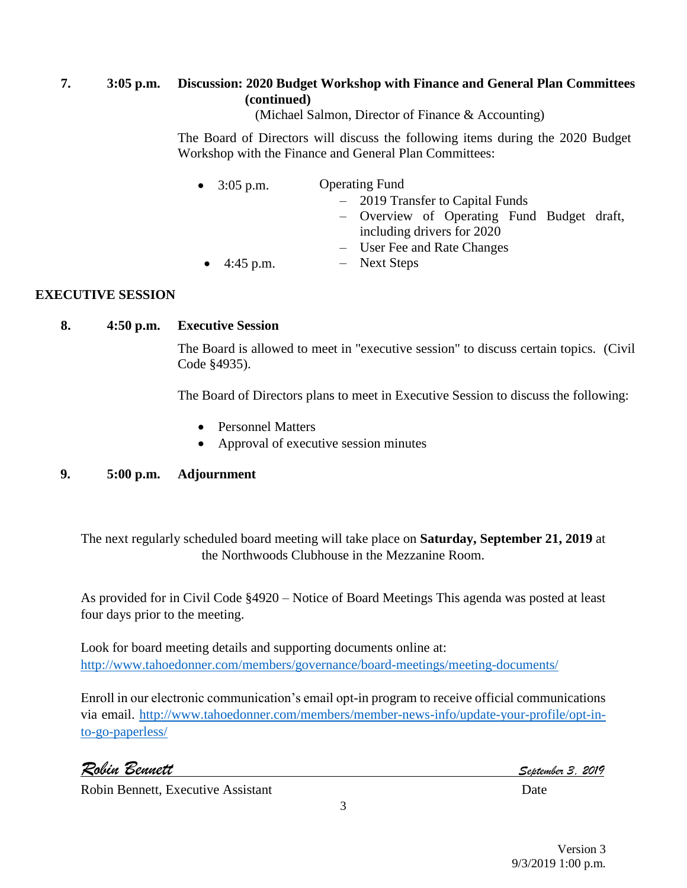**7. 3:05 p.m. Discussion: 2020 Budget Workshop with Finance and General Plan Committees (continued)**

(Michael Salmon, Director of Finance & Accounting)

The Board of Directors will discuss the following items during the 2020 Budget Workshop with the Finance and General Plan Committees:

- 3:05 p.m. Operating Fund
  - 2019 Transfer to Capital Funds
  - Overview of Operating Fund Budget draft, including drivers for 2020
  - User Fee and Rate Changes
- 4:45 p.m.
  - Next Steps

## EXECUTIVE SESSION

**8. 4:50 p.m. Executive Session**

The Board is allowed to meet in "executive session" to discuss certain topics. (Civil Code §4935).

The Board of Directors plans to meet in Executive Session to discuss the following:

- Personnel Matters
- Approval of executive session minutes

**9. 5:00 p.m. Adjournment**

The next regularly scheduled board meeting will take place on **Saturday, September 21, 2019** at the Northwoods Clubhouse in the Mezzanine Room.

As provided for in Civil Code §4920 – Notice of Board Meetings This agenda was posted at least four days prior to the meeting.

Look for board meeting details and supporting documents online at:
http://www.tahoedonner.com/members/governance/board-meetings/meeting-documents/

Enroll in our electronic communication's email opt-in program to receive official communications via email. http://www.tahoedonner.com/members/member-news-info/update-your-profile/opt-in-to-go-paperless/

*Robin Bennett* *September 3, 2019*

Robin Bennett, Executive Assistant Date

Version 3
9/3/2019 1:00 p.m.